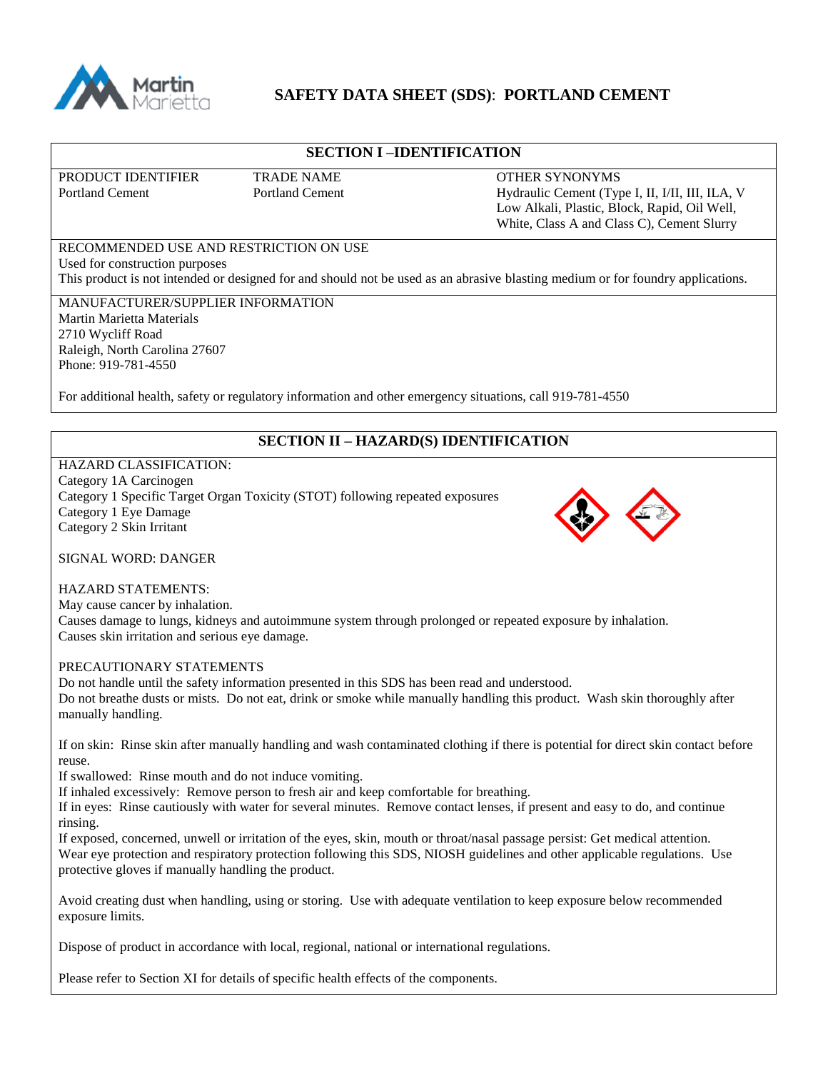# SAFETY DATA SHEET (SDS): PORTLAND CEMENT

## SECTION I – IDENTIFICATION

| PRODUCT IDENTIFIER | TRADE NAME | OTHER SYNONYMS |
|---|---|---|
| Portland Cement | Portland Cement | Hydraulic Cement (Type I, II, I/II, III, ILA, V Low Alkali, Plastic, Block, Rapid, Oil Well, White, Class A and Class C), Cement Slurry |

RECOMMENDED USE AND RESTRICTION ON USE
Used for construction purposes
This product is not intended or designed for and should not be used as an abrasive blasting medium or for foundry applications.

MANUFACTURER/SUPPLIER INFORMATION
Martin Marietta Materials
2710 Wycliff Road
Raleigh, North Carolina 27607
Phone: 919-781-4550

For additional health, safety or regulatory information and other emergency situations, call 919-781-4550

## SECTION II – HAZARD(S) IDENTIFICATION

HAZARD CLASSIFICATION:
Category 1A Carcinogen
Category 1 Specific Target Organ Toxicity (STOT) following repeated exposures
Category 1 Eye Damage
Category 2 Skin Irritant

SIGNAL WORD: DANGER

HAZARD STATEMENTS:
May cause cancer by inhalation.
Causes damage to lungs, kidneys and autoimmune system through prolonged or repeated exposure by inhalation.
Causes skin irritation and serious eye damage.

PRECAUTIONARY STATEMENTS
Do not handle until the safety information presented in this SDS has been read and understood.
Do not breathe dusts or mists. Do not eat, drink or smoke while manually handling this product. Wash skin thoroughly after manually handling.

If on skin: Rinse skin after manually handling and wash contaminated clothing if there is potential for direct skin contact before reuse.
If swallowed: Rinse mouth and do not induce vomiting.
If inhaled excessively: Remove person to fresh air and keep comfortable for breathing.
If in eyes: Rinse cautiously with water for several minutes. Remove contact lenses, if present and easy to do, and continue rinsing.
If exposed, concerned, unwell or irritation of the eyes, skin, mouth or throat/nasal passage persist: Get medical attention.
Wear eye protection and respiratory protection following this SDS, NIOSH guidelines and other applicable regulations. Use protective gloves if manually handling the product.

Avoid creating dust when handling, using or storing. Use with adequate ventilation to keep exposure below recommended exposure limits.

Dispose of product in accordance with local, regional, national or international regulations.

Please refer to Section XI for details of specific health effects of the components.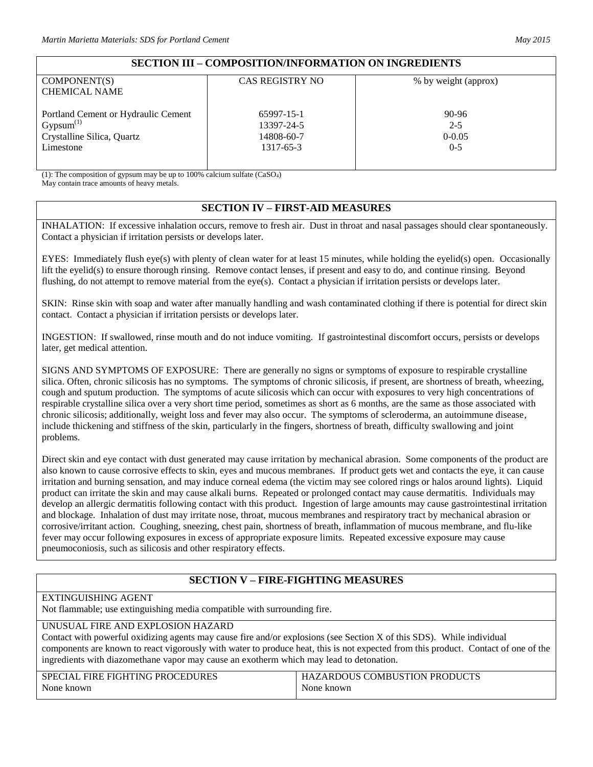## SECTION III – COMPOSITION/INFORMATION ON INGREDIENTS

| COMPONENT(S) CHEMICAL NAME | CAS REGISTRY NO | % by weight (approx) |
|---|---|---|
| Portland Cement or Hydraulic Cement | 65997-15-1 | 90-96 |
| Gypsum[(1)] | 13397-24-5 | 2-5 |
| Crystalline Silica, Quartz | 14808-60-7 | 0-0.05 |
| Limestone | 1317-65-3 | 0-5 |

(1): The composition of gypsum may be up to 100% calcium sulfate ($CaSO_4$)
May contain trace amounts of heavy metals.

## SECTION IV – FIRST-AID MEASURES

INHALATION: If excessive inhalation occurs, remove to fresh air. Dust in throat and nasal passages should clear spontaneously. Contact a physician if irritation persists or develops later.

EYES: Immediately flush eye(s) with plenty of clean water for at least 15 minutes, while holding the eyelid(s) open. Occasionally lift the eyelid(s) to ensure thorough rinsing. Remove contact lenses, if present and easy to do, and continue rinsing. Beyond flushing, do not attempt to remove material from the eye(s). Contact a physician if irritation persists or develops later.

SKIN: Rinse skin with soap and water after manually handling and wash contaminated clothing if there is potential for direct skin contact. Contact a physician if irritation persists or develops later.

INGESTION: If swallowed, rinse mouth and do not induce vomiting. If gastrointestinal discomfort occurs, persists or develops later, get medical attention.

SIGNS AND SYMPTOMS OF EXPOSURE: There are generally no signs or symptoms of exposure to respirable crystalline silica. Often, chronic silicosis has no symptoms. The symptoms of chronic silicosis, if present, are shortness of breath, wheezing, cough and sputum production. The symptoms of acute silicosis which can occur with exposures to very high concentrations of respirable crystalline silica over a very short time period, sometimes as short as 6 months, are the same as those associated with chronic silicosis; additionally, weight loss and fever may also occur. The symptoms of scleroderma, an autoimmune disease, include thickening and stiffness of the skin, particularly in the fingers, shortness of breath, difficulty swallowing and joint problems.

Direct skin and eye contact with dust generated may cause irritation by mechanical abrasion. Some components of the product are also known to cause corrosive effects to skin, eyes and mucous membranes. If product gets wet and contacts the eye, it can cause irritation and burning sensation, and may induce corneal edema (the victim may see colored rings or halos around lights). Liquid product can irritate the skin and may cause alkali burns. Repeated or prolonged contact may cause dermatitis. Individuals may develop an allergic dermatitis following contact with this product. Ingestion of large amounts may cause gastrointestinal irritation and blockage. Inhalation of dust may irritate nose, throat, mucous membranes and respiratory tract by mechanical abrasion or corrosive/irritant action. Coughing, sneezing, chest pain, shortness of breath, inflammation of mucous membrane, and flu-like fever may occur following exposures in excess of appropriate exposure limits. Repeated excessive exposure may cause pneumoconiosis, such as silicosis and other respiratory effects.

## SECTION V – FIRE-FIGHTING MEASURES

EXTINGUISHING AGENT
Not flammable; use extinguishing media compatible with surrounding fire.

UNUSUAL FIRE AND EXPLOSION HAZARD
Contact with powerful oxidizing agents may cause fire and/or explosions (see Section X of this SDS). While individual components are known to react vigorously with water to produce heat, this is not expected from this product. Contact of one of the ingredients with diazomethane vapor may cause an exotherm which may lead to detonation.

| SPECIAL FIRE FIGHTING PROCEDURES | HAZARDOUS COMBUSTION PRODUCTS |
|---|---|
| None known | None known |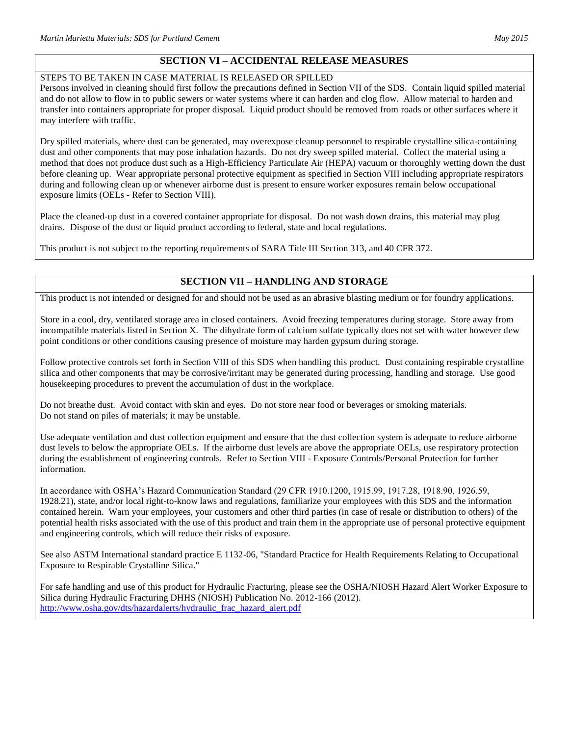## SECTION VI – ACCIDENTAL RELEASE MEASURES

STEPS TO BE TAKEN IN CASE MATERIAL IS RELEASED OR SPILLED

Persons involved in cleaning should first follow the precautions defined in Section VII of the SDS. Contain liquid spilled material and do not allow to flow in to public sewers or water systems where it can harden and clog flow. Allow material to harden and transfer into containers appropriate for proper disposal. Liquid product should be removed from roads or other surfaces where it may interfere with traffic.

Dry spilled materials, where dust can be generated, may overexpose cleanup personnel to respirable crystalline silica-containing dust and other components that may pose inhalation hazards. Do not dry sweep spilled material. Collect the material using a method that does not produce dust such as a High-Efficiency Particulate Air (HEPA) vacuum or thoroughly wetting down the dust before cleaning up. Wear appropriate personal protective equipment as specified in Section VIII including appropriate respirators during and following clean up or whenever airborne dust is present to ensure worker exposures remain below occupational exposure limits (OELs - Refer to Section VIII).

Place the cleaned-up dust in a covered container appropriate for disposal. Do not wash down drains, this material may plug drains. Dispose of the dust or liquid product according to federal, state and local regulations.

This product is not subject to the reporting requirements of SARA Title III Section 313, and 40 CFR 372.

## SECTION VII – HANDLING AND STORAGE

This product is not intended or designed for and should not be used as an abrasive blasting medium or for foundry applications.

Store in a cool, dry, ventilated storage area in closed containers. Avoid freezing temperatures during storage. Store away from incompatible materials listed in Section X. The dihydrate form of calcium sulfate typically does not set with water however dew point conditions or other conditions causing presence of moisture may harden gypsum during storage.

Follow protective controls set forth in Section VIII of this SDS when handling this product. Dust containing respirable crystalline silica and other components that may be corrosive/irritant may be generated during processing, handling and storage. Use good housekeeping procedures to prevent the accumulation of dust in the workplace.

Do not breathe dust. Avoid contact with skin and eyes. Do not store near food or beverages or smoking materials.
Do not stand on piles of materials; it may be unstable.

Use adequate ventilation and dust collection equipment and ensure that the dust collection system is adequate to reduce airborne dust levels to below the appropriate OELs. If the airborne dust levels are above the appropriate OELs, use respiratory protection during the establishment of engineering controls. Refer to Section VIII - Exposure Controls/Personal Protection for further information.

In accordance with OSHA's Hazard Communication Standard (29 CFR 1910.1200, 1915.99, 1917.28, 1918.90, 1926.59, 1928.21), state, and/or local right-to-know laws and regulations, familiarize your employees with this SDS and the information contained herein. Warn your employees, your customers and other third parties (in case of resale or distribution to others) of the potential health risks associated with the use of this product and train them in the appropriate use of personal protective equipment and engineering controls, which will reduce their risks of exposure.

See also ASTM International standard practice E 1132-06, "Standard Practice for Health Requirements Relating to Occupational Exposure to Respirable Crystalline Silica."

For safe handling and use of this product for Hydraulic Fracturing, please see the OSHA/NIOSH Hazard Alert Worker Exposure to Silica during Hydraulic Fracturing DHHS (NIOSH) Publication No. 2012-166 (2012).
http://www.osha.gov/dts/hazardalerts/hydraulic_frac_hazard_alert.pdf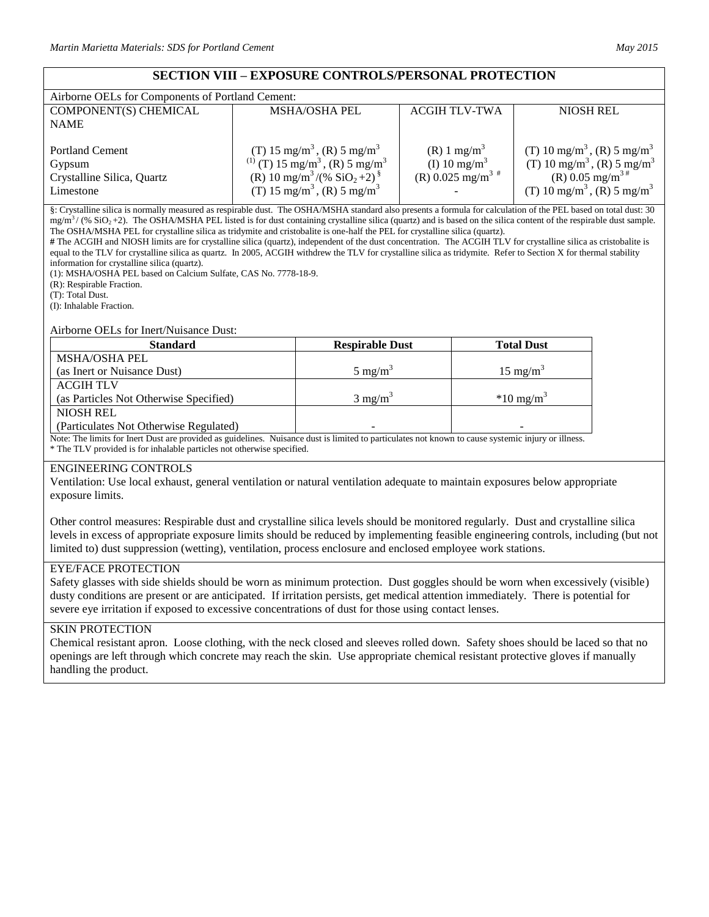## SECTION VIII – EXPOSURE CONTROLS/PERSONAL PROTECTION

Airborne OELs for Components of Portland Cement:

| COMPONENT(S) CHEMICAL NAME | MSHA/OSHA PEL | ACGIH TLV-TWA | NIOSH REL |
|---|---|---|---|
| Portland Cement | (T) 15 mg/m$^3$, (R) 5 mg/m$^3$ | (R) 1 mg/m$^3$ | (T) 10 mg/m$^3$, (R) 5 mg/m$^3$ |
| Gypsum | (1) (T) 15 mg/m$^3$, (R) 5 mg/m$^3$ | (I) 10 mg/m$^3$ | (T) 10 mg/m$^3$, (R) 5 mg/m$^3$ |
| Crystalline Silica, Quartz | (R) 10 mg/m$^3$/(% $SiO_2$+2) § | (R) 0.025 mg/m$^3$ # | (R) 0.05 mg/m$^3$ # |
| Limestone | (T) 15 mg/m$^3$, (R) 5 mg/m$^3$ | - | (T) 10 mg/m$^3$, (R) 5 mg/m$^3$ |

§: Crystalline silica is normally measured as respirable dust. The OSHA/MSHA standard also presents a formula for calculation of the PEL based on total dust: 30 mg/m$^3$/ (% $SiO_2$+2). The OSHA/MSHA PEL listed is for dust containing crystalline silica (quartz) and is based on the silica content of the respirable dust sample. The OSHA/MSHA PEL for crystalline silica as tridymite and cristobalite is one-half the PEL for crystalline silica (quartz).

**#** The ACGIH and NIOSH limits are for crystalline silica (quartz), independent of the dust concentration. The ACGIH TLV for crystalline silica as cristobalite is equal to the TLV for crystalline silica as quartz. In 2005, ACGIH withdrew the TLV for crystalline silica as tridymite. Refer to Section X for thermal stability information for crystalline silica (quartz).

(1): MSHA/OSHA PEL based on Calcium Sulfate, CAS No. 7778-18-9.

(R): Respirable Fraction.

(T): Total Dust.

(I): Inhalable Fraction.

Airborne OELs for Inert/Nuisance Dust:

| Standard | Respirable Dust | Total Dust |
|---|---|---|
| MSHA/OSHA PEL (as Inert or Nuisance Dust) | 5 mg/m$^3$ | 15 mg/m$^3$ |
| ACGIH TLV (as Particles Not Otherwise Specified) | 3 mg/m$^3$ | *10 mg/m$^3$ |
| NIOSH REL (Particulates Not Otherwise Regulated) | - | - |

Note: The limits for Inert Dust are provided as guidelines. Nuisance dust is limited to particulates not known to cause systemic injury or illness.

* The TLV provided is for inhalable particles not otherwise specified.

### ENGINEERING CONTROLS

Ventilation: Use local exhaust, general ventilation or natural ventilation adequate to maintain exposures below appropriate exposure limits.

Other control measures: Respirable dust and crystalline silica levels should be monitored regularly. Dust and crystalline silica levels in excess of appropriate exposure limits should be reduced by implementing feasible engineering controls, including (but not limited to) dust suppression (wetting), ventilation, process enclosure and enclosed employee work stations.

### EYE/FACE PROTECTION

Safety glasses with side shields should be worn as minimum protection. Dust goggles should be worn when excessively (visible) dusty conditions are present or are anticipated. If irritation persists, get medical attention immediately. There is potential for severe eye irritation if exposed to excessive concentrations of dust for those using contact lenses.

### SKIN PROTECTION

Chemical resistant apron. Loose clothing, with the neck closed and sleeves rolled down. Safety shoes should be laced so that no openings are left through which concrete may reach the skin. Use appropriate chemical resistant protective gloves if manually handling the product.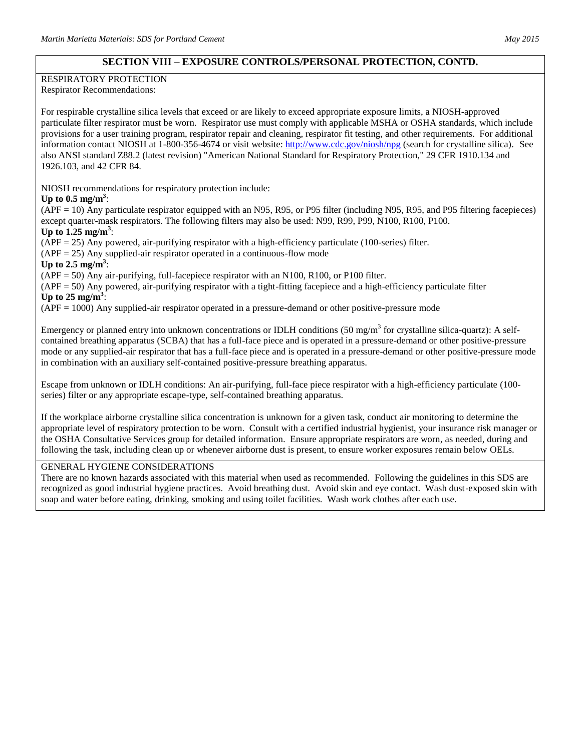## SECTION VIII – EXPOSURE CONTROLS/PERSONAL PROTECTION, CONTD.

RESPIRATORY PROTECTION

Respirator Recommendations:

For respirable crystalline silica levels that exceed or are likely to exceed appropriate exposure limits, a NIOSH-approved particulate filter respirator must be worn. Respirator use must comply with applicable MSHA or OSHA standards, which include provisions for a user training program, respirator repair and cleaning, respirator fit testing, and other requirements. For additional information contact NIOSH at 1-800-356-4674 or visit website: http://www.cdc.gov/niosh/npg (search for crystalline silica). See also ANSI standard Z88.2 (latest revision) "American National Standard for Respiratory Protection," 29 CFR 1910.134 and 1926.103, and 42 CFR 84.

NIOSH recommendations for respiratory protection include:

**Up to 0.5 mg/m$^3$**:
(APF = 10) Any particulate respirator equipped with an N95, R95, or P95 filter (including N95, R95, and P95 filtering facepieces) except quarter-mask respirators. The following filters may also be used: N99, R99, P99, N100, R100, P100.

**Up to 1.25 mg/m$^3$**:
(APF = 25) Any powered, air-purifying respirator with a high-efficiency particulate (100-series) filter.
(APF = 25) Any supplied-air respirator operated in a continuous-flow mode

**Up to 2.5 mg/m$^3$**:
(APF = 50) Any air-purifying, full-facepiece respirator with an N100, R100, or P100 filter.
(APF = 50) Any powered, air-purifying respirator with a tight-fitting facepiece and a high-efficiency particulate filter

**Up to 25 mg/m$^3$**:
(APF = 1000) Any supplied-air respirator operated in a pressure-demand or other positive-pressure mode

Emergency or planned entry into unknown concentrations or IDLH conditions (50 mg/m$^3$ for crystalline silica-quartz): A self-contained breathing apparatus (SCBA) that has a full-face piece and is operated in a pressure-demand or other positive-pressure mode or any supplied-air respirator that has a full-face piece and is operated in a pressure-demand or other positive-pressure mode in combination with an auxiliary self-contained positive-pressure breathing apparatus.

Escape from unknown or IDLH conditions: An air-purifying, full-face piece respirator with a high-efficiency particulate (100-series) filter or any appropriate escape-type, self-contained breathing apparatus.

If the workplace airborne crystalline silica concentration is unknown for a given task, conduct air monitoring to determine the appropriate level of respiratory protection to be worn. Consult with a certified industrial hygienist, your insurance risk manager or the OSHA Consultative Services group for detailed information. Ensure appropriate respirators are worn, as needed, during and following the task, including clean up or whenever airborne dust is present, to ensure worker exposures remain below OELs.

GENERAL HYGIENE CONSIDERATIONS

There are no known hazards associated with this material when used as recommended. Following the guidelines in this SDS are recognized as good industrial hygiene practices. Avoid breathing dust. Avoid skin and eye contact. Wash dust-exposed skin with soap and water before eating, drinking, smoking and using toilet facilities. Wash work clothes after each use.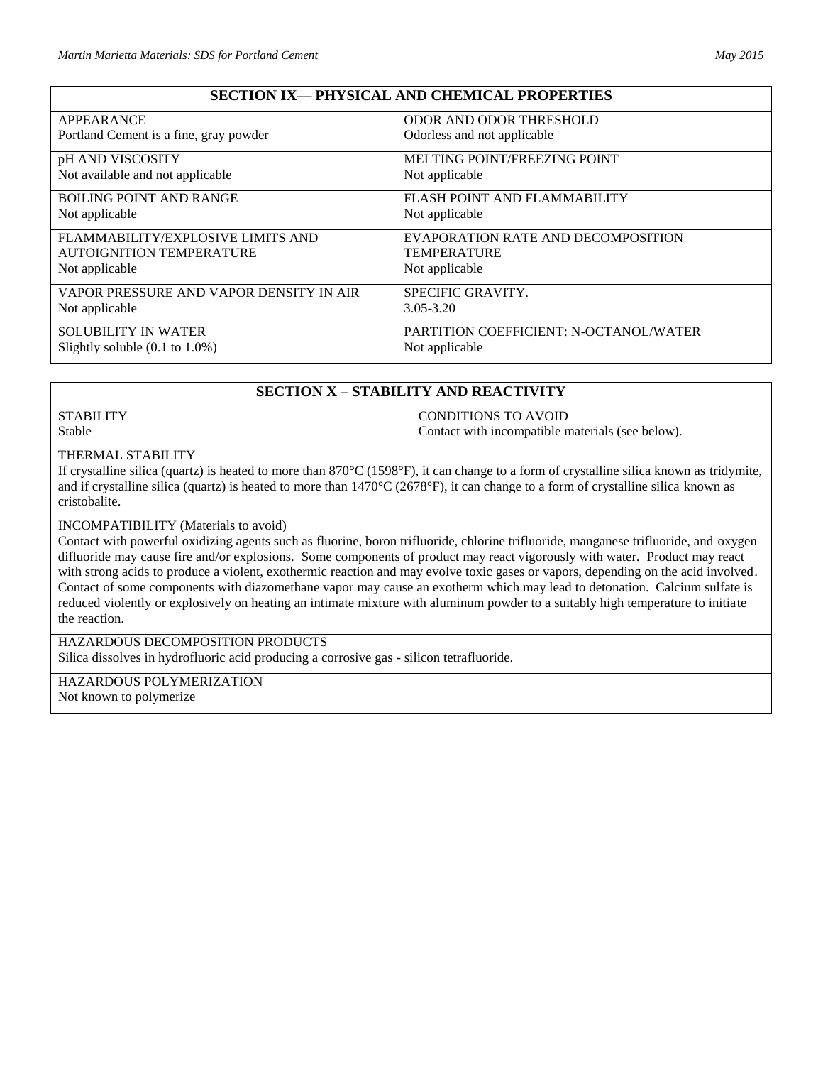## SECTION IX— PHYSICAL AND CHEMICAL PROPERTIES

| | |
|---|---|
| APPEARANCE<br>Portland Cement is a fine, gray powder | ODOR AND ODOR THRESHOLD<br>Odorless and not applicable |
| pH AND VISCOSITY<br>Not available and not applicable | MELTING POINT/FREEZING POINT<br>Not applicable |
| BOILING POINT AND RANGE<br>Not applicable | FLASH POINT AND FLAMMABILITY<br>Not applicable |
| FLAMMABILITY/EXPLOSIVE LIMITS AND AUTOIGNITION TEMPERATURE<br>Not applicable | EVAPORATION RATE AND DECOMPOSITION TEMPERATURE<br>Not applicable |
| VAPOR PRESSURE AND VAPOR DENSITY IN AIR<br>Not applicable | SPECIFIC GRAVITY.<br>3.05-3.20 |
| SOLUBILITY IN WATER<br>Slightly soluble (0.1 to 1.0%) | PARTITION COEFFICIENT: N-OCTANOL/WATER<br>Not applicable |

## SECTION X – STABILITY AND REACTIVITY

| | |
|---|---|
| STABILITY<br>Stable | CONDITIONS TO AVOID<br>Contact with incompatible materials (see below). |

THERMAL STABILITY
If crystalline silica (quartz) is heated to more than 870°C (1598°F), it can change to a form of crystalline silica known as tridymite, and if crystalline silica (quartz) is heated to more than 1470°C (2678°F), it can change to a form of crystalline silica known as cristobalite.

INCOMPATIBILITY (Materials to avoid)
Contact with powerful oxidizing agents such as fluorine, boron trifluoride, chlorine trifluoride, manganese trifluoride, and oxygen difluoride may cause fire and/or explosions. Some components of product may react vigorously with water. Product may react with strong acids to produce a violent, exothermic reaction and may evolve toxic gases or vapors, depending on the acid involved. Contact of some components with diazomethane vapor may cause an exotherm which may lead to detonation. Calcium sulfate is reduced violently or explosively on heating an intimate mixture with aluminum powder to a suitably high temperature to initiate the reaction.

HAZARDOUS DECOMPOSITION PRODUCTS
Silica dissolves in hydrofluoric acid producing a corrosive gas - silicon tetrafluoride.

HAZARDOUS POLYMERIZATION
Not known to polymerize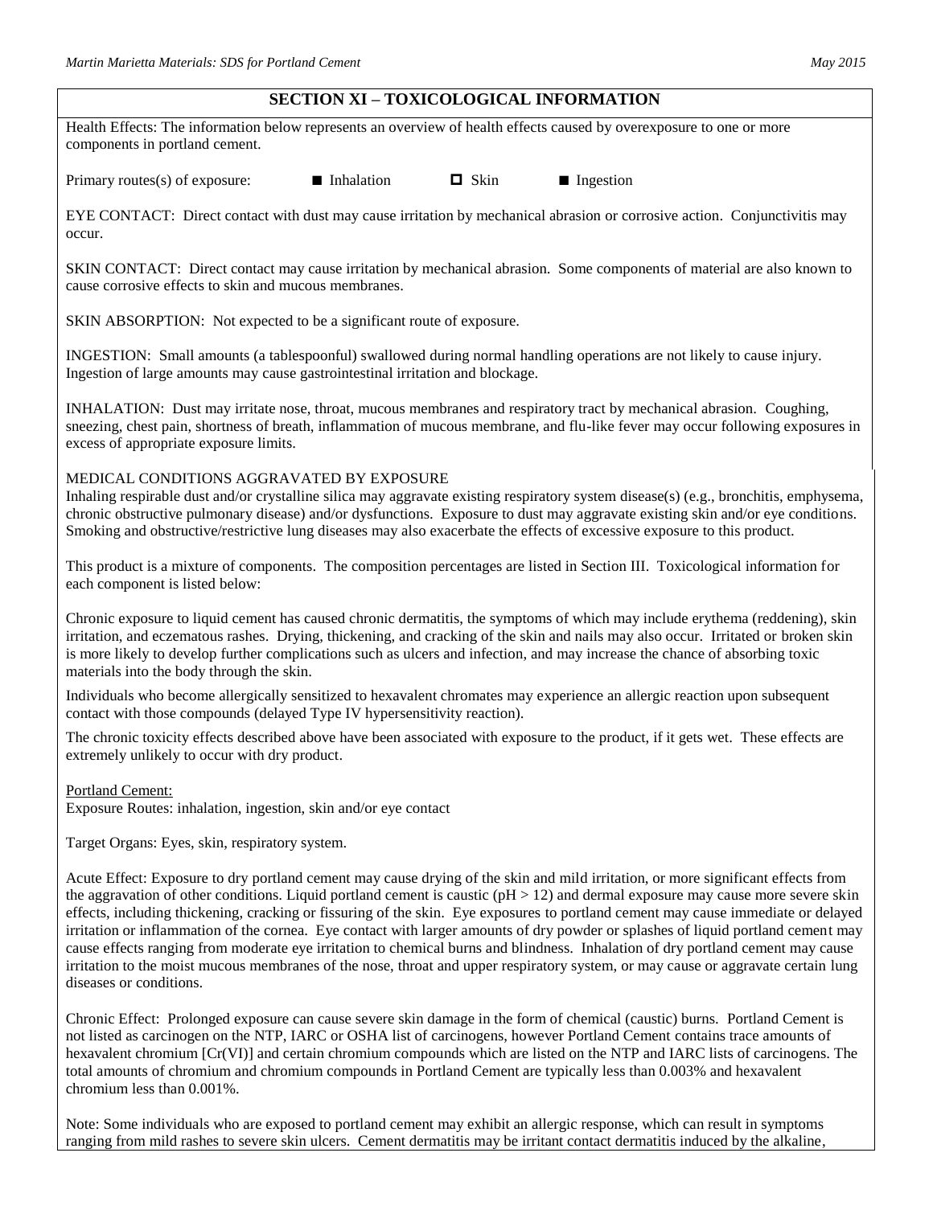## SECTION XI – TOXICOLOGICAL INFORMATION

Health Effects: The information below represents an overview of health effects caused by overexposure to one or more components in portland cement.

Primary routes(s) of exposure: ■ Inhalation ☐ Skin ■ Ingestion

EYE CONTACT: Direct contact with dust may cause irritation by mechanical abrasion or corrosive action. Conjunctivitis may occur.

SKIN CONTACT: Direct contact may cause irritation by mechanical abrasion. Some components of material are also known to cause corrosive effects to skin and mucous membranes.

SKIN ABSORPTION: Not expected to be a significant route of exposure.

INGESTION: Small amounts (a tablespoonful) swallowed during normal handling operations are not likely to cause injury. Ingestion of large amounts may cause gastrointestinal irritation and blockage.

INHALATION: Dust may irritate nose, throat, mucous membranes and respiratory tract by mechanical abrasion. Coughing, sneezing, chest pain, shortness of breath, inflammation of mucous membrane, and flu-like fever may occur following exposures in excess of appropriate exposure limits.

MEDICAL CONDITIONS AGGRAVATED BY EXPOSURE
Inhaling respirable dust and/or crystalline silica may aggravate existing respiratory system disease(s) (e.g., bronchitis, emphysema, chronic obstructive pulmonary disease) and/or dysfunctions. Exposure to dust may aggravate existing skin and/or eye conditions. Smoking and obstructive/restrictive lung diseases may also exacerbate the effects of excessive exposure to this product.

This product is a mixture of components. The composition percentages are listed in Section III. Toxicological information for each component is listed below:

Chronic exposure to liquid cement has caused chronic dermatitis, the symptoms of which may include erythema (reddening), skin irritation, and eczematous rashes. Drying, thickening, and cracking of the skin and nails may also occur. Irritated or broken skin is more likely to develop further complications such as ulcers and infection, and may increase the chance of absorbing toxic materials into the body through the skin.

Individuals who become allergically sensitized to hexavalent chromates may experience an allergic reaction upon subsequent contact with those compounds (delayed Type IV hypersensitivity reaction).

The chronic toxicity effects described above have been associated with exposure to the product, if it gets wet. These effects are extremely unlikely to occur with dry product.

Portland Cement:
Exposure Routes: inhalation, ingestion, skin and/or eye contact

Target Organs: Eyes, skin, respiratory system.

Acute Effect: Exposure to dry portland cement may cause drying of the skin and mild irritation, or more significant effects from the aggravation of other conditions. Liquid portland cement is caustic (pH > 12) and dermal exposure may cause more severe skin effects, including thickening, cracking or fissuring of the skin. Eye exposures to portland cement may cause immediate or delayed irritation or inflammation of the cornea. Eye contact with larger amounts of dry powder or splashes of liquid portland cement may cause effects ranging from moderate eye irritation to chemical burns and blindness. Inhalation of dry portland cement may cause irritation to the moist mucous membranes of the nose, throat and upper respiratory system, or may cause or aggravate certain lung diseases or conditions.

Chronic Effect: Prolonged exposure can cause severe skin damage in the form of chemical (caustic) burns. Portland Cement is not listed as carcinogen on the NTP, IARC or OSHA list of carcinogens, however Portland Cement contains trace amounts of hexavalent chromium [Cr(VI)] and certain chromium compounds which are listed on the NTP and IARC lists of carcinogens. The total amounts of chromium and chromium compounds in Portland Cement are typically less than 0.003% and hexavalent chromium less than 0.001%.

Note: Some individuals who are exposed to portland cement may exhibit an allergic response, which can result in symptoms ranging from mild rashes to severe skin ulcers. Cement dermatitis may be irritant contact dermatitis induced by the alkaline,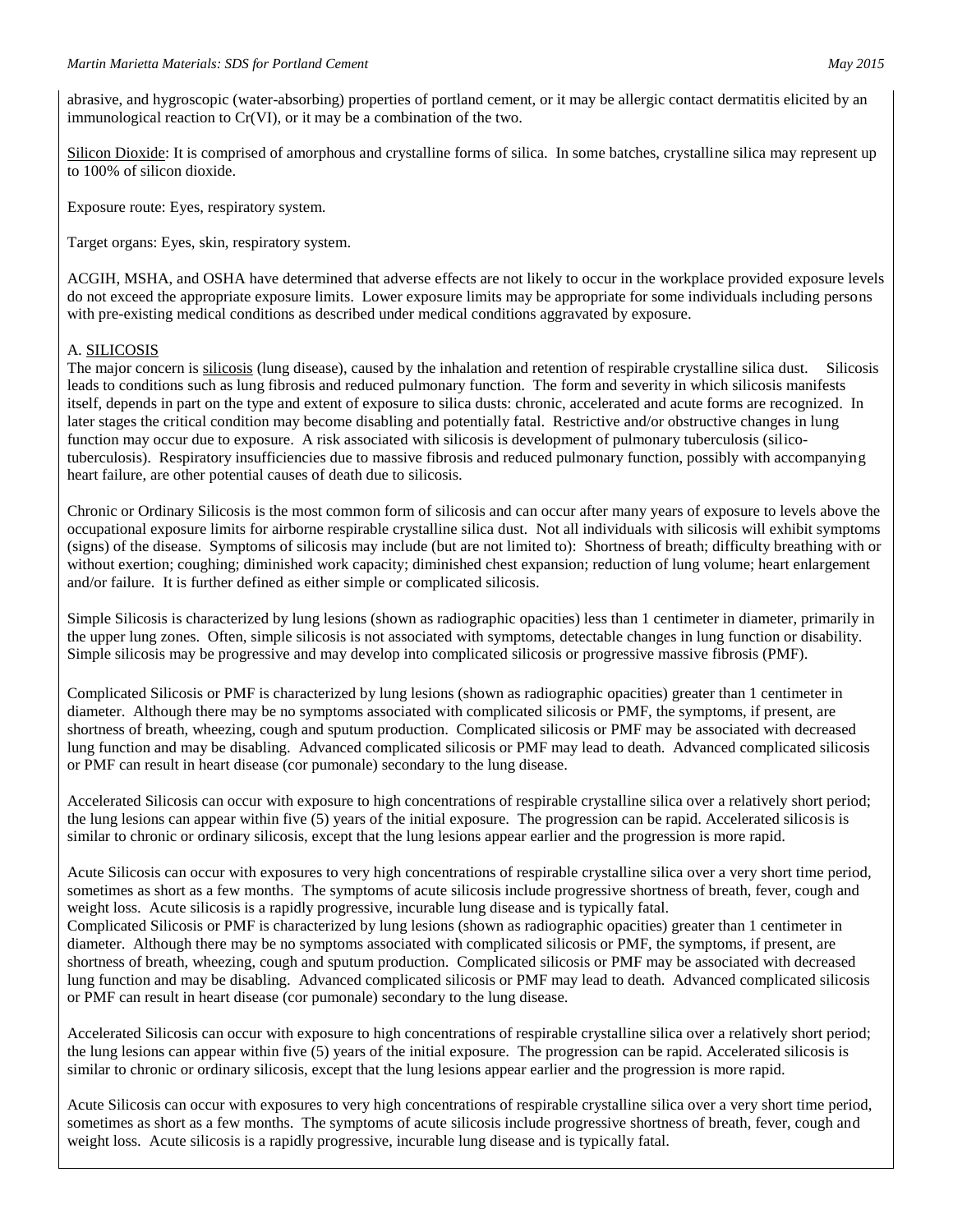abrasive, and hygroscopic (water-absorbing) properties of portland cement, or it may be allergic contact dermatitis elicited by an immunological reaction to Cr(VI), or it may be a combination of the two.

Silicon Dioxide: It is comprised of amorphous and crystalline forms of silica. In some batches, crystalline silica may represent up to 100% of silicon dioxide.

Exposure route: Eyes, respiratory system.

Target organs: Eyes, skin, respiratory system.

ACGIH, MSHA, and OSHA have determined that adverse effects are not likely to occur in the workplace provided exposure levels do not exceed the appropriate exposure limits. Lower exposure limits may be appropriate for some individuals including persons with pre-existing medical conditions as described under medical conditions aggravated by exposure.

A. SILICOSIS

The major concern is silicosis (lung disease), caused by the inhalation and retention of respirable crystalline silica dust. Silicosis leads to conditions such as lung fibrosis and reduced pulmonary function. The form and severity in which silicosis manifests itself, depends in part on the type and extent of exposure to silica dusts: chronic, accelerated and acute forms are recognized. In later stages the critical condition may become disabling and potentially fatal. Restrictive and/or obstructive changes in lung function may occur due to exposure. A risk associated with silicosis is development of pulmonary tuberculosis (silico-tuberculosis). Respiratory insufficiencies due to massive fibrosis and reduced pulmonary function, possibly with accompanying heart failure, are other potential causes of death due to silicosis.

Chronic or Ordinary Silicosis is the most common form of silicosis and can occur after many years of exposure to levels above the occupational exposure limits for airborne respirable crystalline silica dust. Not all individuals with silicosis will exhibit symptoms (signs) of the disease. Symptoms of silicosis may include (but are not limited to): Shortness of breath; difficulty breathing with or without exertion; coughing; diminished work capacity; diminished chest expansion; reduction of lung volume; heart enlargement and/or failure. It is further defined as either simple or complicated silicosis.

Simple Silicosis is characterized by lung lesions (shown as radiographic opacities) less than 1 centimeter in diameter, primarily in the upper lung zones. Often, simple silicosis is not associated with symptoms, detectable changes in lung function or disability. Simple silicosis may be progressive and may develop into complicated silicosis or progressive massive fibrosis (PMF).

Complicated Silicosis or PMF is characterized by lung lesions (shown as radiographic opacities) greater than 1 centimeter in diameter. Although there may be no symptoms associated with complicated silicosis or PMF, the symptoms, if present, are shortness of breath, wheezing, cough and sputum production. Complicated silicosis or PMF may be associated with decreased lung function and may be disabling. Advanced complicated silicosis or PMF may lead to death. Advanced complicated silicosis or PMF can result in heart disease (cor pumonale) secondary to the lung disease.

Accelerated Silicosis can occur with exposure to high concentrations of respirable crystalline silica over a relatively short period; the lung lesions can appear within five (5) years of the initial exposure. The progression can be rapid. Accelerated silicosis is similar to chronic or ordinary silicosis, except that the lung lesions appear earlier and the progression is more rapid.

Acute Silicosis can occur with exposures to very high concentrations of respirable crystalline silica over a very short time period, sometimes as short as a few months. The symptoms of acute silicosis include progressive shortness of breath, fever, cough and weight loss. Acute silicosis is a rapidly progressive, incurable lung disease and is typically fatal.
Complicated Silicosis or PMF is characterized by lung lesions (shown as radiographic opacities) greater than 1 centimeter in diameter. Although there may be no symptoms associated with complicated silicosis or PMF, the symptoms, if present, are shortness of breath, wheezing, cough and sputum production. Complicated silicosis or PMF may be associated with decreased lung function and may be disabling. Advanced complicated silicosis or PMF may lead to death. Advanced complicated silicosis or PMF can result in heart disease (cor pumonale) secondary to the lung disease.

Accelerated Silicosis can occur with exposure to high concentrations of respirable crystalline silica over a relatively short period; the lung lesions can appear within five (5) years of the initial exposure. The progression can be rapid. Accelerated silicosis is similar to chronic or ordinary silicosis, except that the lung lesions appear earlier and the progression is more rapid.

Acute Silicosis can occur with exposures to very high concentrations of respirable crystalline silica over a very short time period, sometimes as short as a few months. The symptoms of acute silicosis include progressive shortness of breath, fever, cough and weight loss. Acute silicosis is a rapidly progressive, incurable lung disease and is typically fatal.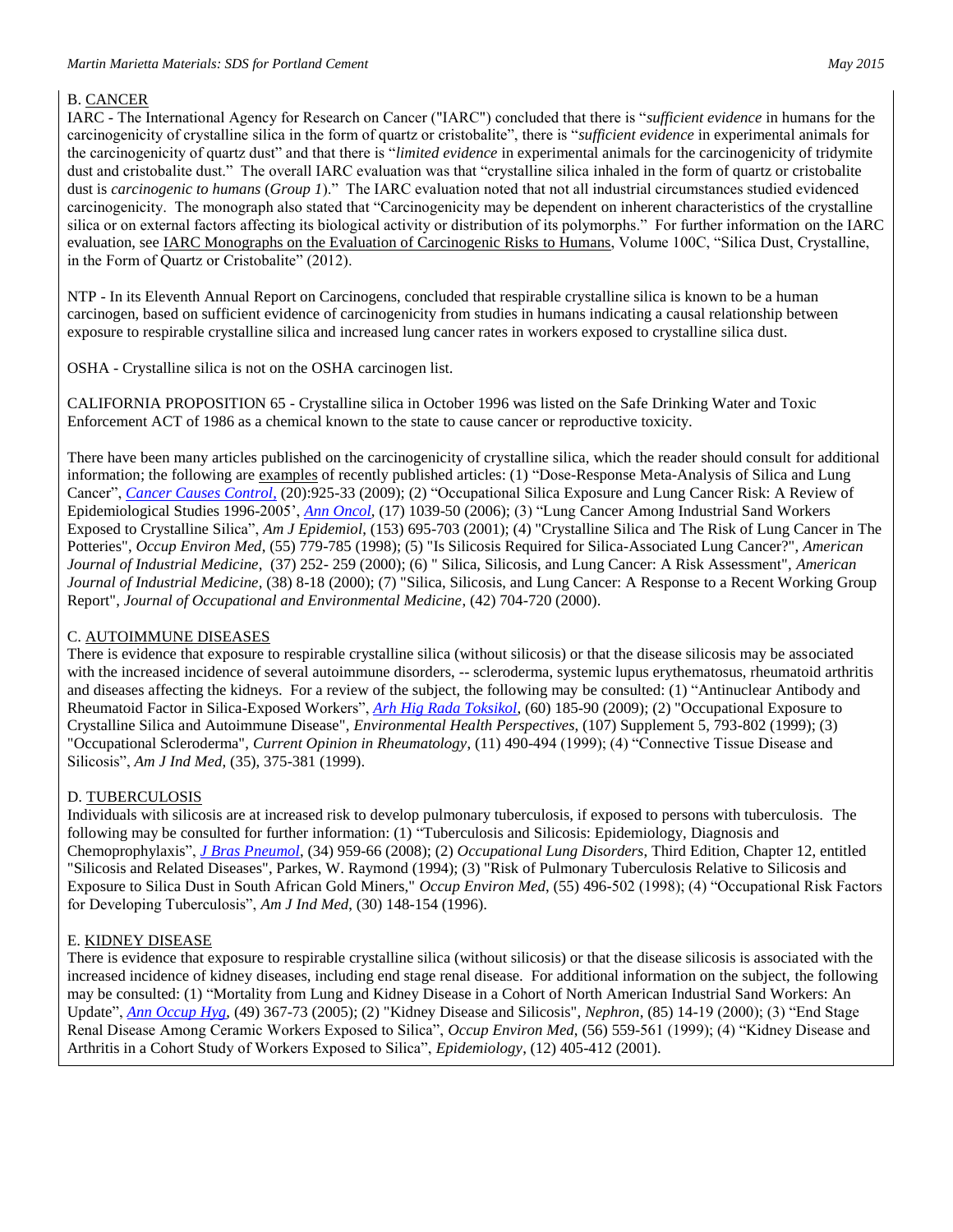B. <u>CANCER</u>

IARC - The International Agency for Research on Cancer ("IARC") concluded that there is "*sufficient evidence* in humans for the carcinogenicity of crystalline silica in the form of quartz or cristobalite", there is "*sufficient evidence* in experimental animals for the carcinogenicity of quartz dust" and that there is "*limited evidence* in experimental animals for the carcinogenicity of tridymite dust and cristobalite dust." The overall IARC evaluation was that "crystalline silica inhaled in the form of quartz or cristobalite dust is *carcinogenic to humans* (*Group 1*)." The IARC evaluation noted that not all industrial circumstances studied evidenced carcinogenicity. The monograph also stated that "Carcinogenicity may be dependent on inherent characteristics of the crystalline silica or on external factors affecting its biological activity or distribution of its polymorphs." For further information on the IARC evaluation, see <u>IARC Monographs on the Evaluation of Carcinogenic Risks to Humans</u>, Volume 100C, "Silica Dust, Crystalline, in the Form of Quartz or Cristobalite" (2012).

NTP - In its Eleventh Annual Report on Carcinogens, concluded that respirable crystalline silica is known to be a human carcinogen, based on sufficient evidence of carcinogenicity from studies in humans indicating a causal relationship between exposure to respirable crystalline silica and increased lung cancer rates in workers exposed to crystalline silica dust.

OSHA - Crystalline silica is not on the OSHA carcinogen list.

CALIFORNIA PROPOSITION 65 - Crystalline silica in October 1996 was listed on the Safe Drinking Water and Toxic Enforcement ACT of 1986 as a chemical known to the state to cause cancer or reproductive toxicity.

There have been many articles published on the carcinogenicity of crystalline silica, which the reader should consult for additional information; the following are <u>examples</u> of recently published articles: (1) "Dose-Response Meta-Analysis of Silica and Lung Cancer", *Cancer Causes Control*, (20):925-33 (2009); (2) "Occupational Silica Exposure and Lung Cancer Risk: A Review of Epidemiological Studies 1996-2005', *Ann Oncol*, (17) 1039-50 (2006); (3) "Lung Cancer Among Industrial Sand Workers Exposed to Crystalline Silica", *Am J Epidemiol*, (153) 695-703 (2001); (4) "Crystalline Silica and The Risk of Lung Cancer in The Potteries", *Occup Environ Med*, (55) 779-785 (1998); (5) "Is Silicosis Required for Silica-Associated Lung Cancer?", *American Journal of Industrial Medicine*, (37) 252- 259 (2000); (6) " Silica, Silicosis, and Lung Cancer: A Risk Assessment", *American Journal of Industrial Medicine*, (38) 8-18 (2000); (7) "Silica, Silicosis, and Lung Cancer: A Response to a Recent Working Group Report", *Journal of Occupational and Environmental Medicine*, (42) 704-720 (2000).

C. <u>AUTOIMMUNE DISEASES</u>

There is evidence that exposure to respirable crystalline silica (without silicosis) or that the disease silicosis may be associated with the increased incidence of several autoimmune disorders, -- scleroderma, systemic lupus erythematosus, rheumatoid arthritis and diseases affecting the kidneys. For a review of the subject, the following may be consulted: (1) "Antinuclear Antibody and Rheumatoid Factor in Silica-Exposed Workers", *Arh Hig Rada Toksikol*, (60) 185-90 (2009); (2) "Occupational Exposure to Crystalline Silica and Autoimmune Disease", *Environmental Health Perspectives*, (107) Supplement 5, 793-802 (1999); (3) "Occupational Scleroderma", *Current Opinion in Rheumatology*, (11) 490-494 (1999); (4) "Connective Tissue Disease and Silicosis", *Am J Ind Med*, (35), 375-381 (1999).

D. <u>TUBERCULOSIS</u>

Individuals with silicosis are at increased risk to develop pulmonary tuberculosis, if exposed to persons with tuberculosis. The following may be consulted for further information: (1) "Tuberculosis and Silicosis: Epidemiology, Diagnosis and Chemoprophylaxis", *J Bras Pneumol*, (34) 959-66 (2008); (2) *Occupational Lung Disorders*, Third Edition, Chapter 12, entitled "Silicosis and Related Diseases", Parkes, W. Raymond (1994); (3) "Risk of Pulmonary Tuberculosis Relative to Silicosis and Exposure to Silica Dust in South African Gold Miners," *Occup Environ Med*, (55) 496-502 (1998); (4) "Occupational Risk Factors for Developing Tuberculosis", *Am J Ind Med*, (30) 148-154 (1996).

E. <u>KIDNEY DISEASE</u>

There is evidence that exposure to respirable crystalline silica (without silicosis) or that the disease silicosis is associated with the increased incidence of kidney diseases, including end stage renal disease. For additional information on the subject, the following may be consulted: (1) "Mortality from Lung and Kidney Disease in a Cohort of North American Industrial Sand Workers: An Update", *Ann Occup Hyg*, (49) 367-73 (2005); (2) "Kidney Disease and Silicosis", *Nephron*, (85) 14-19 (2000); (3) "End Stage Renal Disease Among Ceramic Workers Exposed to Silica", *Occup Environ Med*, (56) 559-561 (1999); (4) "Kidney Disease and Arthritis in a Cohort Study of Workers Exposed to Silica", *Epidemiology*, (12) 405-412 (2001).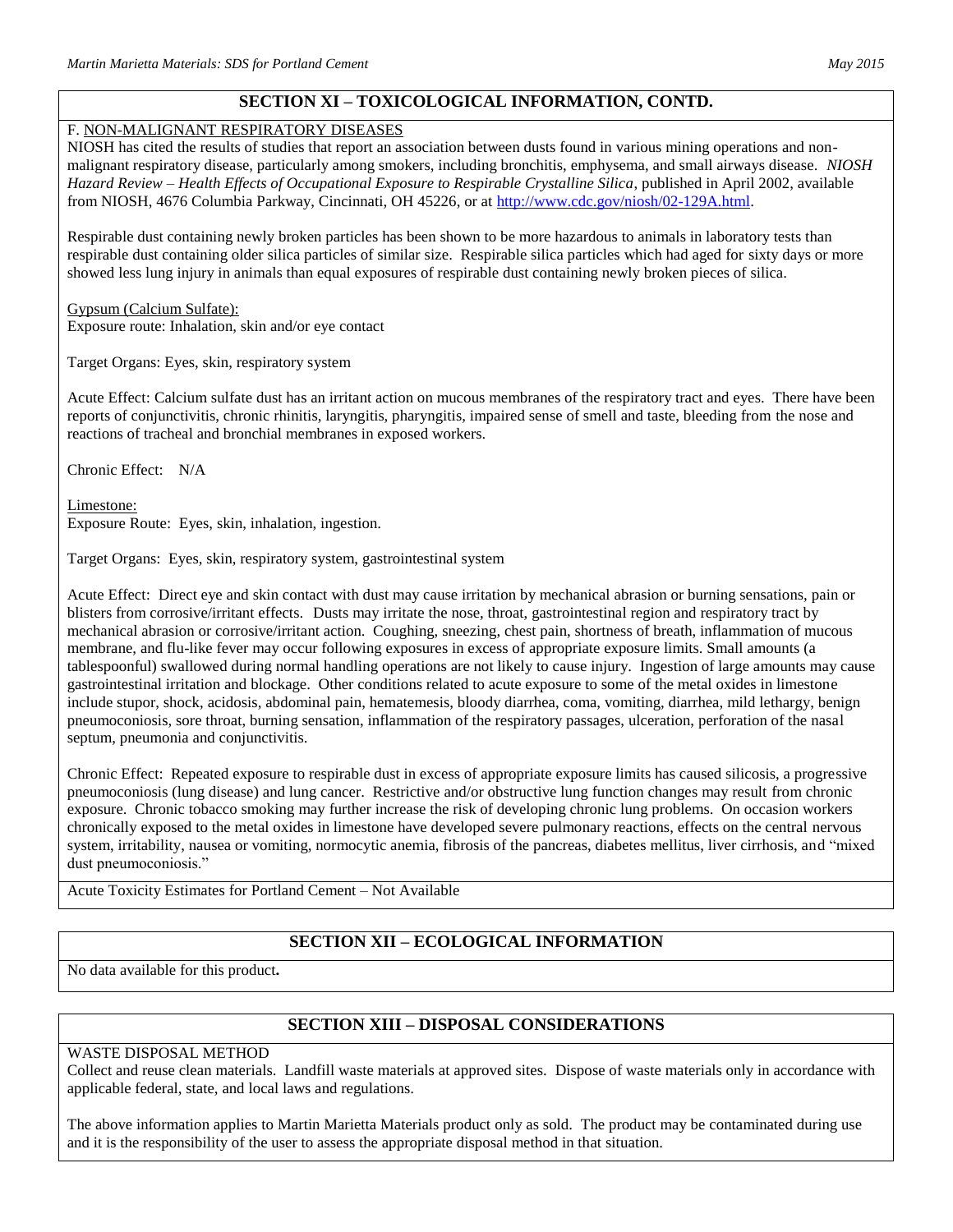## SECTION XI – TOXICOLOGICAL INFORMATION, CONTD.

F. NON-MALIGNANT RESPIRATORY DISEASES

NIOSH has cited the results of studies that report an association between dusts found in various mining operations and non-malignant respiratory disease, particularly among smokers, including bronchitis, emphysema, and small airways disease. *NIOSH Hazard Review – Health Effects of Occupational Exposure to Respirable Crystalline Silica*, published in April 2002, available from NIOSH, 4676 Columbia Parkway, Cincinnati, OH 45226, or at http://www.cdc.gov/niosh/02-129A.html.

Respirable dust containing newly broken particles has been shown to be more hazardous to animals in laboratory tests than respirable dust containing older silica particles of similar size. Respirable silica particles which had aged for sixty days or more showed less lung injury in animals than equal exposures of respirable dust containing newly broken pieces of silica.

Gypsum (Calcium Sulfate):

Exposure route: Inhalation, skin and/or eye contact

Target Organs: Eyes, skin, respiratory system

Acute Effect: Calcium sulfate dust has an irritant action on mucous membranes of the respiratory tract and eyes. There have been reports of conjunctivitis, chronic rhinitis, laryngitis, pharyngitis, impaired sense of smell and taste, bleeding from the nose and reactions of tracheal and bronchial membranes in exposed workers.

Chronic Effect: N/A

Limestone:

Exposure Route: Eyes, skin, inhalation, ingestion.

Target Organs: Eyes, skin, respiratory system, gastrointestinal system

Acute Effect: Direct eye and skin contact with dust may cause irritation by mechanical abrasion or burning sensations, pain or blisters from corrosive/irritant effects. Dusts may irritate the nose, throat, gastrointestinal region and respiratory tract by mechanical abrasion or corrosive/irritant action. Coughing, sneezing, chest pain, shortness of breath, inflammation of mucous membrane, and flu-like fever may occur following exposures in excess of appropriate exposure limits. Small amounts (a tablespoonful) swallowed during normal handling operations are not likely to cause injury. Ingestion of large amounts may cause gastrointestinal irritation and blockage. Other conditions related to acute exposure to some of the metal oxides in limestone include stupor, shock, acidosis, abdominal pain, hematemesis, bloody diarrhea, coma, vomiting, diarrhea, mild lethargy, benign pneumoconiosis, sore throat, burning sensation, inflammation of the respiratory passages, ulceration, perforation of the nasal septum, pneumonia and conjunctivitis.

Chronic Effect: Repeated exposure to respirable dust in excess of appropriate exposure limits has caused silicosis, a progressive pneumoconiosis (lung disease) and lung cancer. Restrictive and/or obstructive lung function changes may result from chronic exposure. Chronic tobacco smoking may further increase the risk of developing chronic lung problems. On occasion workers chronically exposed to the metal oxides in limestone have developed severe pulmonary reactions, effects on the central nervous system, irritability, nausea or vomiting, normocytic anemia, fibrosis of the pancreas, diabetes mellitus, liver cirrhosis, and "mixed dust pneumoconiosis."

Acute Toxicity Estimates for Portland Cement – Not Available

## SECTION XII – ECOLOGICAL INFORMATION

No data available for this product**.**

## SECTION XIII – DISPOSAL CONSIDERATIONS

WASTE DISPOSAL METHOD

Collect and reuse clean materials. Landfill waste materials at approved sites. Dispose of waste materials only in accordance with applicable federal, state, and local laws and regulations.

The above information applies to Martin Marietta Materials product only as sold. The product may be contaminated during use and it is the responsibility of the user to assess the appropriate disposal method in that situation.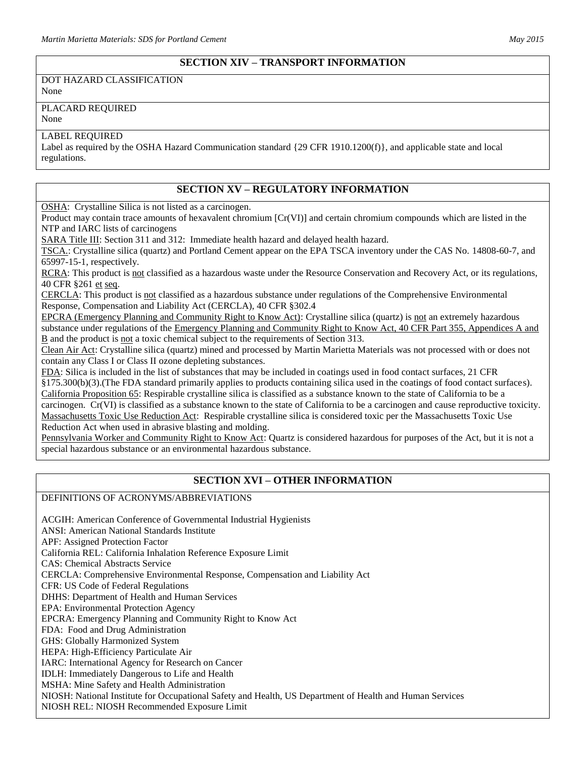## SECTION XIV – TRANSPORT INFORMATION

DOT HAZARD CLASSIFICATION
None

PLACARD REQUIRED
None

LABEL REQUIRED
Label as required by the OSHA Hazard Communication standard {29 CFR 1910.1200(f)}, and applicable state and local regulations.

## SECTION XV – REGULATORY INFORMATION

OSHA: Crystalline Silica is not listed as a carcinogen.
Product may contain trace amounts of hexavalent chromium [Cr(VI)] and certain chromium compounds which are listed in the NTP and IARC lists of carcinogens
SARA Title III: Section 311 and 312: Immediate health hazard and delayed health hazard.
TSCA.: Crystalline silica (quartz) and Portland Cement appear on the EPA TSCA inventory under the CAS No. 14808-60-7, and 65997-15-1, respectively.
RCRA: This product is not classified as a hazardous waste under the Resource Conservation and Recovery Act, or its regulations, 40 CFR §261 et seq.
CERCLA: This product is not classified as a hazardous substance under regulations of the Comprehensive Environmental Response, Compensation and Liability Act (CERCLA), 40 CFR §302.4
EPCRA (Emergency Planning and Community Right to Know Act): Crystalline silica (quartz) is not an extremely hazardous substance under regulations of the Emergency Planning and Community Right to Know Act, 40 CFR Part 355, Appendices A and B and the product is not a toxic chemical subject to the requirements of Section 313.
Clean Air Act: Crystalline silica (quartz) mined and processed by Martin Marietta Materials was not processed with or does not contain any Class I or Class II ozone depleting substances.
FDA: Silica is included in the list of substances that may be included in coatings used in food contact surfaces, 21 CFR §175.300(b)(3).(The FDA standard primarily applies to products containing silica used in the coatings of food contact surfaces).
California Proposition 65: Respirable crystalline silica is classified as a substance known to the state of California to be a carcinogen. Cr(VI) is classified as a substance known to the state of California to be a carcinogen and cause reproductive toxicity.
Massachusetts Toxic Use Reduction Act: Respirable crystalline silica is considered toxic per the Massachusetts Toxic Use Reduction Act when used in abrasive blasting and molding.
Pennsylvania Worker and Community Right to Know Act: Quartz is considered hazardous for purposes of the Act, but it is not a special hazardous substance or an environmental hazardous substance.

## SECTION XVI – OTHER INFORMATION

DEFINITIONS OF ACRONYMS/ABBREVIATIONS

ACGIH: American Conference of Governmental Industrial Hygienists
ANSI: American National Standards Institute
APF: Assigned Protection Factor
California REL: California Inhalation Reference Exposure Limit
CAS: Chemical Abstracts Service
CERCLA: Comprehensive Environmental Response, Compensation and Liability Act
CFR: US Code of Federal Regulations
DHHS: Department of Health and Human Services
EPA: Environmental Protection Agency
EPCRA: Emergency Planning and Community Right to Know Act
FDA: Food and Drug Administration
GHS: Globally Harmonized System
HEPA: High-Efficiency Particulate Air
IARC: International Agency for Research on Cancer
IDLH: Immediately Dangerous to Life and Health
MSHA: Mine Safety and Health Administration
NIOSH: National Institute for Occupational Safety and Health, US Department of Health and Human Services
NIOSH REL: NIOSH Recommended Exposure Limit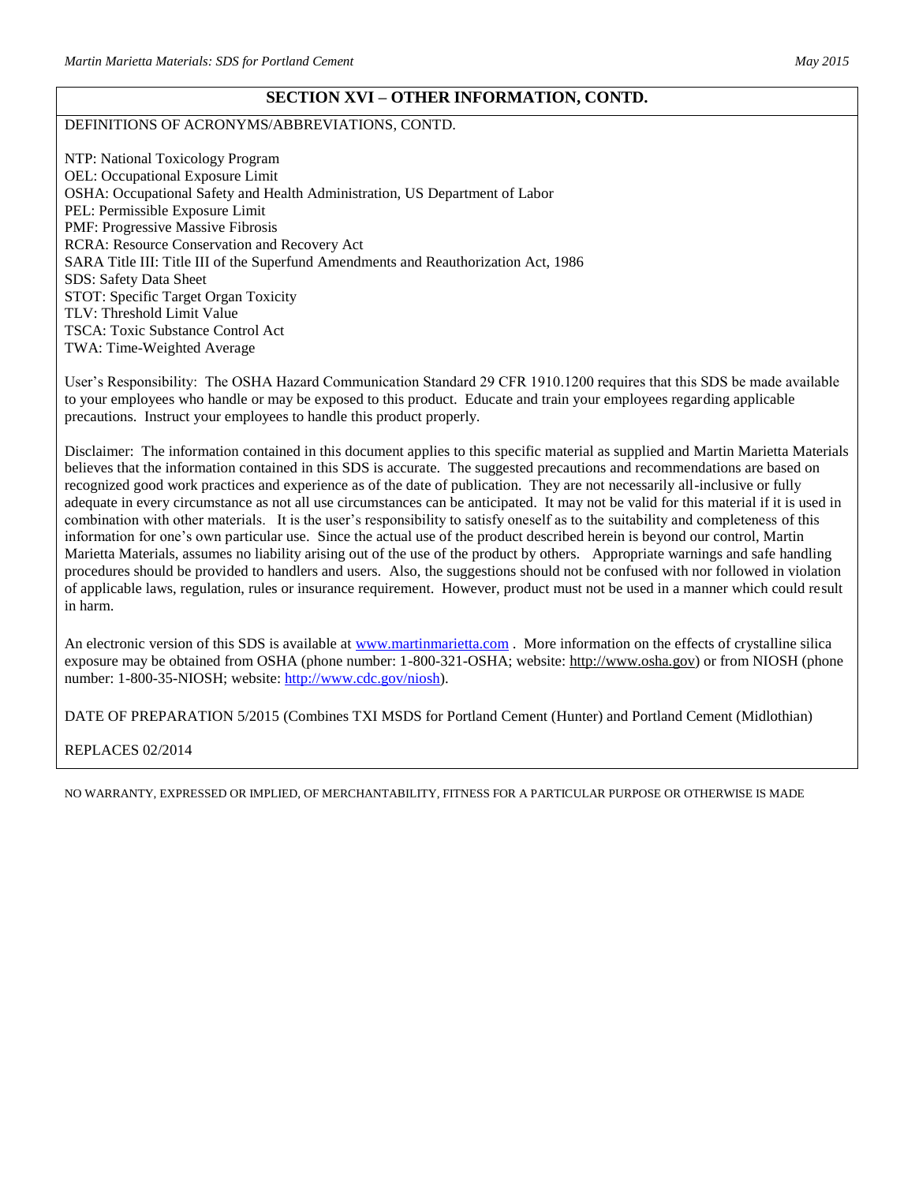## SECTION XVI – OTHER INFORMATION, CONTD.

DEFINITIONS OF ACRONYMS/ABBREVIATIONS, CONTD.

NTP: National Toxicology Program
OEL: Occupational Exposure Limit
OSHA: Occupational Safety and Health Administration, US Department of Labor
PEL: Permissible Exposure Limit
PMF: Progressive Massive Fibrosis
RCRA: Resource Conservation and Recovery Act
SARA Title III: Title III of the Superfund Amendments and Reauthorization Act, 1986
SDS: Safety Data Sheet
STOT: Specific Target Organ Toxicity
TLV: Threshold Limit Value
TSCA: Toxic Substance Control Act
TWA: Time-Weighted Average

User's Responsibility: The OSHA Hazard Communication Standard 29 CFR 1910.1200 requires that this SDS be made available to your employees who handle or may be exposed to this product. Educate and train your employees regarding applicable precautions. Instruct your employees to handle this product properly.

Disclaimer: The information contained in this document applies to this specific material as supplied and Martin Marietta Materials believes that the information contained in this SDS is accurate. The suggested precautions and recommendations are based on recognized good work practices and experience as of the date of publication. They are not necessarily all-inclusive or fully adequate in every circumstance as not all use circumstances can be anticipated. It may not be valid for this material if it is used in combination with other materials. It is the user's responsibility to satisfy oneself as to the suitability and completeness of this information for one's own particular use. Since the actual use of the product described herein is beyond our control, Martin Marietta Materials, assumes no liability arising out of the use of the product by others. Appropriate warnings and safe handling procedures should be provided to handlers and users. Also, the suggestions should not be confused with nor followed in violation of applicable laws, regulation, rules or insurance requirement. However, product must not be used in a manner which could result in harm.

An electronic version of this SDS is available at www.martinmarietta.com . More information on the effects of crystalline silica exposure may be obtained from OSHA (phone number: 1-800-321-OSHA; website: http://www.osha.gov) or from NIOSH (phone number: 1-800-35-NIOSH; website: http://www.cdc.gov/niosh).

DATE OF PREPARATION 5/2015 (Combines TXI MSDS for Portland Cement (Hunter) and Portland Cement (Midlothian)

REPLACES 02/2014

NO WARRANTY, EXPRESSED OR IMPLIED, OF MERCHANTABILITY, FITNESS FOR A PARTICULAR PURPOSE OR OTHERWISE IS MADE